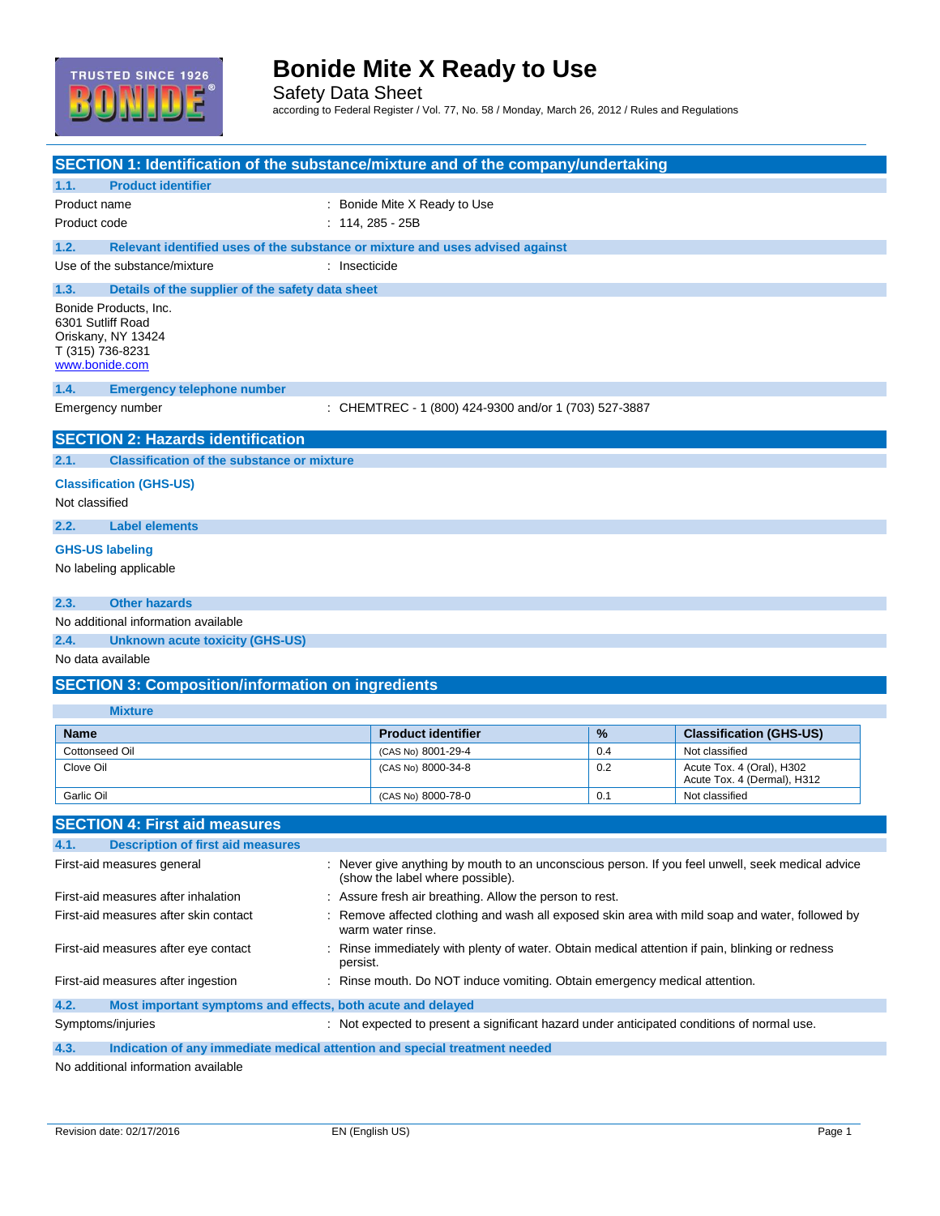# Bonide Mite X Ready to Use

Safety Data Sheet

according to Federal Register / Vol. 77, No. 58 / Monday, March 26, 2012 / Rules and Regulations

## SECTION 1: Identification of the substance/mixture and of the company/undertaking

### 1.1. Product identifier

Product name : Bonide Mite X Ready to Use

Product code : 114, 285 - 25B

### 1.2. Relevant identified uses of the substance or mixture and uses advised against

Use of the substance/mixture : Insecticide

### 1.3. Details of the supplier of the safety data sheet

Bonide Products, Inc.
6301 Sutliff Road
Oriskany, NY 13424
T (315) 736-8231
www.bonide.com

### 1.4. Emergency telephone number

Emergency number : CHEMTREC - 1 (800) 424-9300 and/or 1 (703) 527-3887

## SECTION 2: Hazards identification

### 2.1. Classification of the substance or mixture

**Classification (GHS-US)**

Not classified

### 2.2. Label elements

**GHS-US labeling**

No labeling applicable

### 2.3. Other hazards

No additional information available

### 2.4. Unknown acute toxicity (GHS-US)

No data available

## SECTION 3: Composition/information on ingredients

**Mixture**

| Name | Product identifier | % | Classification (GHS-US) |
|---|---|---|---|
| Cottonseed Oil | (CAS No) 8001-29-4 | 0.4 | Not classified |
| Clove Oil | (CAS No) 8000-34-8 | 0.2 | Acute Tox. 4 (Oral), H302<br>Acute Tox. 4 (Dermal), H312 |
| Garlic Oil | (CAS No) 8000-78-0 | 0.1 | Not classified |

## SECTION 4: First aid measures

### 4.1. Description of first aid measures

First-aid measures general : Never give anything by mouth to an unconscious person. If you feel unwell, seek medical advice (show the label where possible).

First-aid measures after inhalation : Assure fresh air breathing. Allow the person to rest.

First-aid measures after skin contact : Remove affected clothing and wash all exposed skin area with mild soap and water, followed by warm water rinse.

First-aid measures after eye contact : Rinse immediately with plenty of water. Obtain medical attention if pain, blinking or redness persist.

First-aid measures after ingestion : Rinse mouth. Do NOT induce vomiting. Obtain emergency medical attention.

### 4.2. Most important symptoms and effects, both acute and delayed

Symptoms/injuries : Not expected to present a significant hazard under anticipated conditions of normal use.

### 4.3. Indication of any immediate medical attention and special treatment needed

No additional information available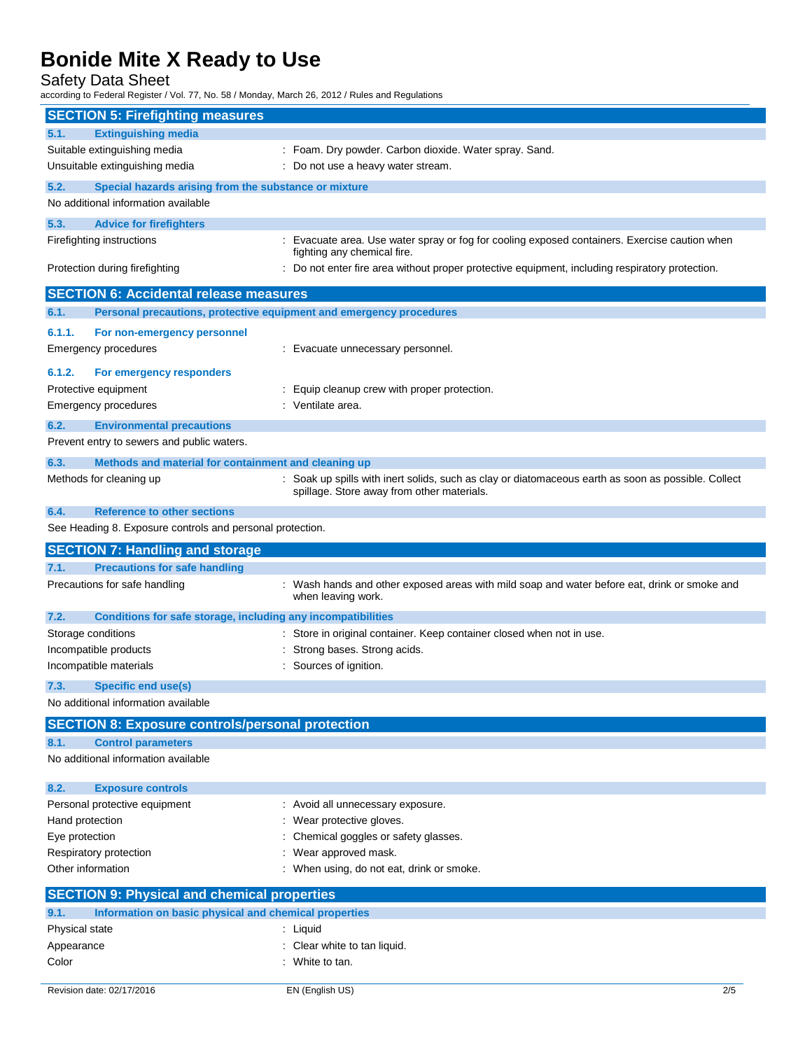## SECTION 5: Firefighting measures

### 5.1. Extinguishing media

| | |
|---|---|
| Suitable extinguishing media | : Foam. Dry powder. Carbon dioxide. Water spray. Sand. |
| Unsuitable extinguishing media | : Do not use a heavy water stream. |

### 5.2. Special hazards arising from the substance or mixture

No additional information available

### 5.3. Advice for firefighters

| | |
|---|---|
| Firefighting instructions | : Evacuate area. Use water spray or fog for cooling exposed containers. Exercise caution when fighting any chemical fire. |
| Protection during firefighting | : Do not enter fire area without proper protective equipment, including respiratory protection. |

## SECTION 6: Accidental release measures

### 6.1. Personal precautions, protective equipment and emergency procedures

#### 6.1.1. For non-emergency personnel

| | |
|---|---|
| Emergency procedures | : Evacuate unnecessary personnel. |

#### 6.1.2. For emergency responders

| | |
|---|---|
| Protective equipment | : Equip cleanup crew with proper protection. |
| Emergency procedures | : Ventilate area. |

### 6.2. Environmental precautions

Prevent entry to sewers and public waters.

### 6.3. Methods and material for containment and cleaning up

| | |
|---|---|
| Methods for cleaning up | : Soak up spills with inert solids, such as clay or diatomaceous earth as soon as possible. Collect spillage. Store away from other materials. |

### 6.4. Reference to other sections

See Heading 8. Exposure controls and personal protection.

## SECTION 7: Handling and storage

### 7.1. Precautions for safe handling

| | |
|---|---|
| Precautions for safe handling | : Wash hands and other exposed areas with mild soap and water before eat, drink or smoke and when leaving work. |

### 7.2. Conditions for safe storage, including any incompatibilities

| | |
|---|---|
| Storage conditions | : Store in original container. Keep container closed when not in use. |
| Incompatible products | : Strong bases. Strong acids. |
| Incompatible materials | : Sources of ignition. |

### 7.3. Specific end use(s)

No additional information available

## SECTION 8: Exposure controls/personal protection

### 8.1. Control parameters

No additional information available

### 8.2. Exposure controls

| | |
|---|---|
| Personal protective equipment | : Avoid all unnecessary exposure. |
| Hand protection | : Wear protective gloves. |
| Eye protection | : Chemical goggles or safety glasses. |
| Respiratory protection | : Wear approved mask. |
| Other information | : When using, do not eat, drink or smoke. |

## SECTION 9: Physical and chemical properties

### 9.1. Information on basic physical and chemical properties

| | |
|---|---|
| Physical state | : Liquid |
| Appearance | : Clear white to tan liquid. |
| Color | : White to tan. |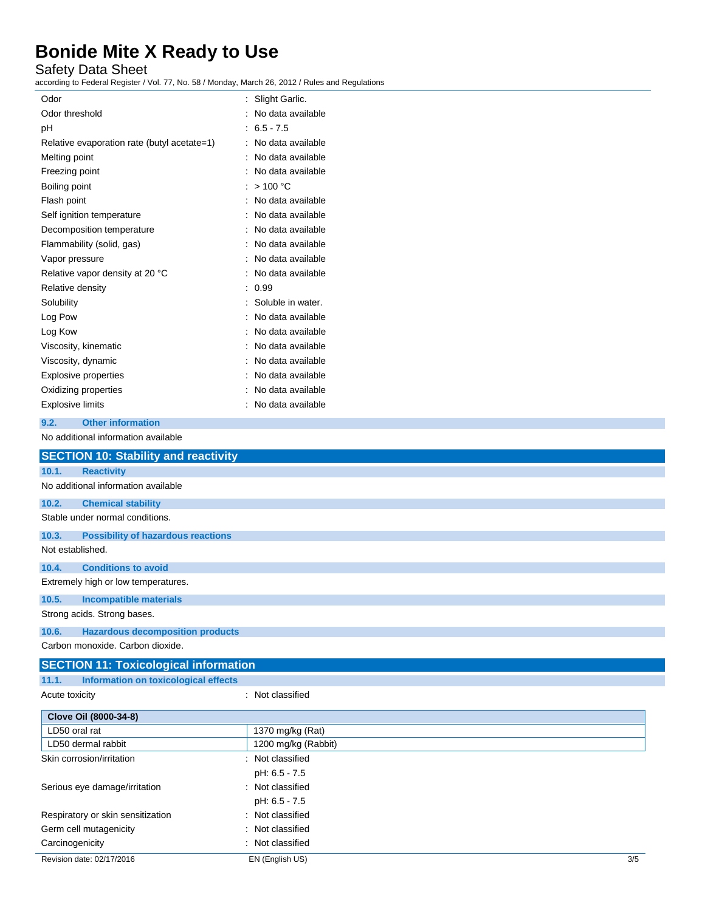| | |
|---|---|
| Odor | : Slight Garlic. |
| Odor threshold | : No data available |
| pH | : 6.5 - 7.5 |
| Relative evaporation rate (butyl acetate=1) | : No data available |
| Melting point | : No data available |
| Freezing point | : No data available |
| Boiling point | : > 100 °C |
| Flash point | : No data available |
| Self ignition temperature | : No data available |
| Decomposition temperature | : No data available |
| Flammability (solid, gas) | : No data available |
| Vapor pressure | : No data available |
| Relative vapor density at 20 °C | : No data available |
| Relative density | : 0.99 |
| Solubility | : Soluble in water. |
| Log Pow | : No data available |
| Log Kow | : No data available |
| Viscosity, kinematic | : No data available |
| Viscosity, dynamic | : No data available |
| Explosive properties | : No data available |
| Oxidizing properties | : No data available |
| Explosive limits | : No data available |

### 9.2. Other information

No additional information available

## SECTION 10: Stability and reactivity

### 10.1. Reactivity

No additional information available

### 10.2. Chemical stability

Stable under normal conditions.

### 10.3. Possibility of hazardous reactions

Not established.

### 10.4. Conditions to avoid

Extremely high or low temperatures.

### 10.5. Incompatible materials

Strong acids. Strong bases.

### 10.6. Hazardous decomposition products

Carbon monoxide. Carbon dioxide.

## SECTION 11: Toxicological information

### 11.1. Information on toxicological effects

Acute toxicity : Not classified

| Clove Oil (8000-34-8) | |
|---|---|
| LD50 oral rat | 1370 mg/kg (Rat) |
| LD50 dermal rabbit | 1200 mg/kg (Rabbit) |

| | |
|---|---|
| Skin corrosion/irritation | : Not classified<br>pH: 6.5 - 7.5 |
| Serious eye damage/irritation | : Not classified<br>pH: 6.5 - 7.5 |
| Respiratory or skin sensitization | : Not classified |
| Germ cell mutagenicity | : Not classified |
| Carcinogenicity | : Not classified |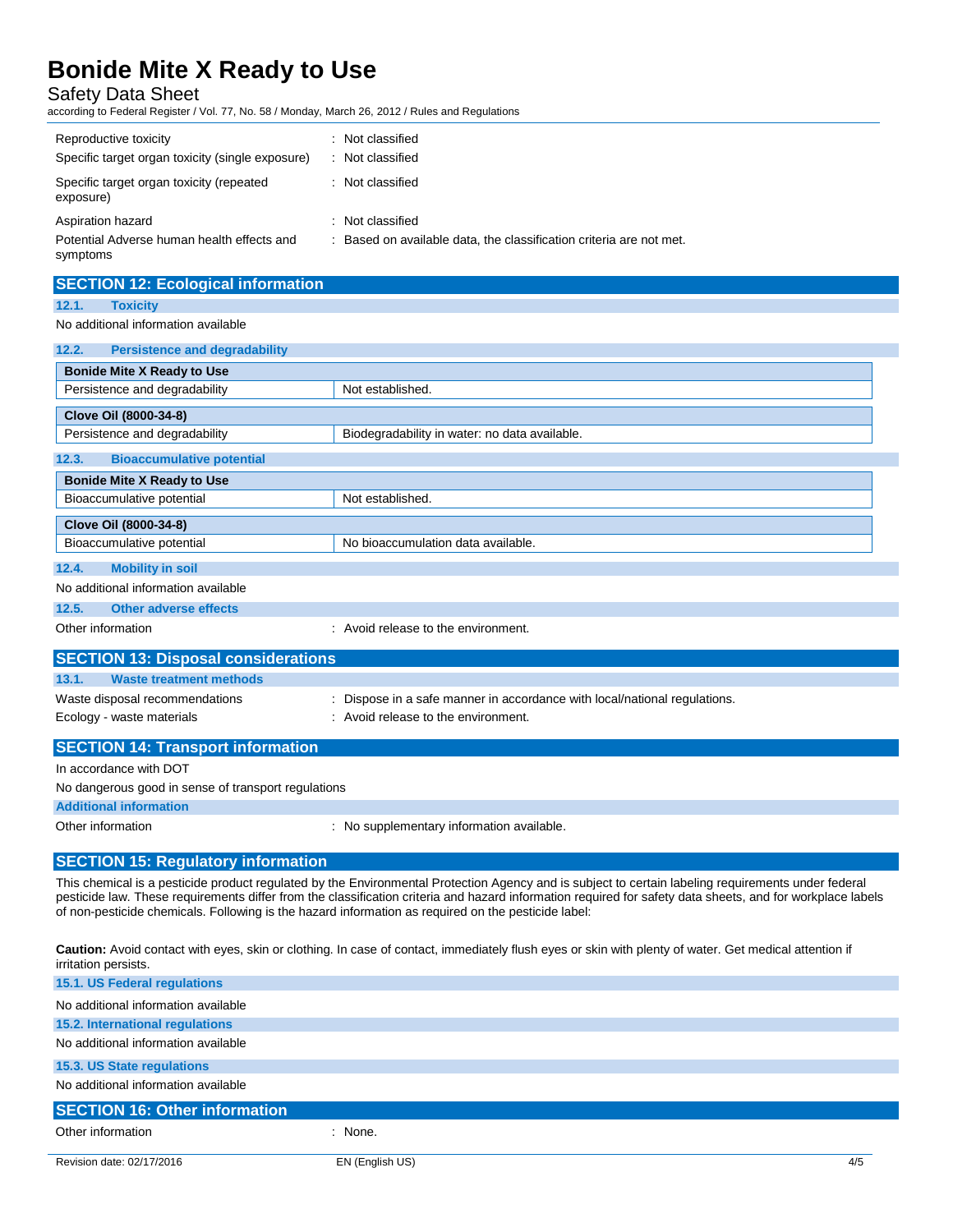| | |
|---|---|
| Reproductive toxicity | : Not classified |
| Specific target organ toxicity (single exposure) | : Not classified |
| Specific target organ toxicity (repeated exposure) | : Not classified |
| Aspiration hazard | : Not classified |
| Potential Adverse human health effects and symptoms | : Based on available data, the classification criteria are not met. |

## SECTION 12: Ecological information

### 12.1. Toxicity

No additional information available

### 12.2. Persistence and degradability

| Bonide Mite X Ready to Use | |
|---|---|
| Persistence and degradability | Not established. |

| Clove Oil (8000-34-8) | |
|---|---|
| Persistence and degradability | Biodegradability in water: no data available. |

### 12.3. Bioaccumulative potential

| Bonide Mite X Ready to Use | |
|---|---|
| Bioaccumulative potential | Not established. |

| Clove Oil (8000-34-8) | |
|---|---|
| Bioaccumulative potential | No bioaccumulation data available. |

### 12.4. Mobility in soil

No additional information available

### 12.5. Other adverse effects

Other information : Avoid release to the environment.

## SECTION 13: Disposal considerations

### 13.1. Waste treatment methods

Waste disposal recommendations : Dispose in a safe manner in accordance with local/national regulations.

Ecology - waste materials : Avoid release to the environment.

## SECTION 14: Transport information

In accordance with DOT

No dangerous good in sense of transport regulations

### Additional information

Other information : No supplementary information available.

## SECTION 15: Regulatory information

This chemical is a pesticide product regulated by the Environmental Protection Agency and is subject to certain labeling requirements under federal pesticide law. These requirements differ from the classification criteria and hazard information required for safety data sheets, and for workplace labels of non-pesticide chemicals. Following is the hazard information as required on the pesticide label:

**Caution:** Avoid contact with eyes, skin or clothing. In case of contact, immediately flush eyes or skin with plenty of water. Get medical attention if irritation persists.

### 15.1. US Federal regulations

No additional information available

### 15.2. International regulations

No additional information available

### 15.3. US State regulations

No additional information available

## SECTION 16: Other information

Other information : None.

Revision date: 02/17/2016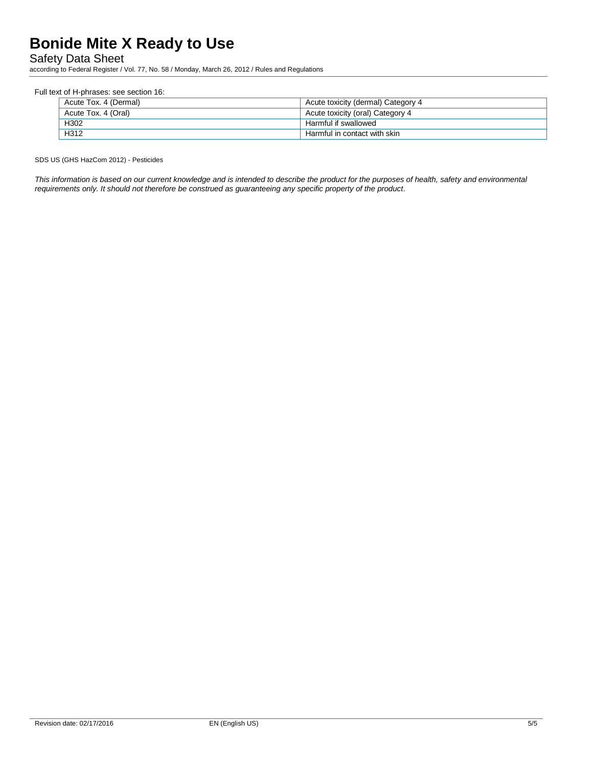Full text of H-phrases: see section 16:

| | |
|---|---|
| Acute Tox. 4 (Dermal) | Acute toxicity (dermal) Category 4 |
| Acute Tox. 4 (Oral) | Acute toxicity (oral) Category 4 |
| H302 | Harmful if swallowed |
| H312 | Harmful in contact with skin |

SDS US (GHS HazCom 2012) - Pesticides

*This information is based on our current knowledge and is intended to describe the product for the purposes of health, safety and environmental requirements only. It should not therefore be construed as guaranteeing any specific property of the product.*